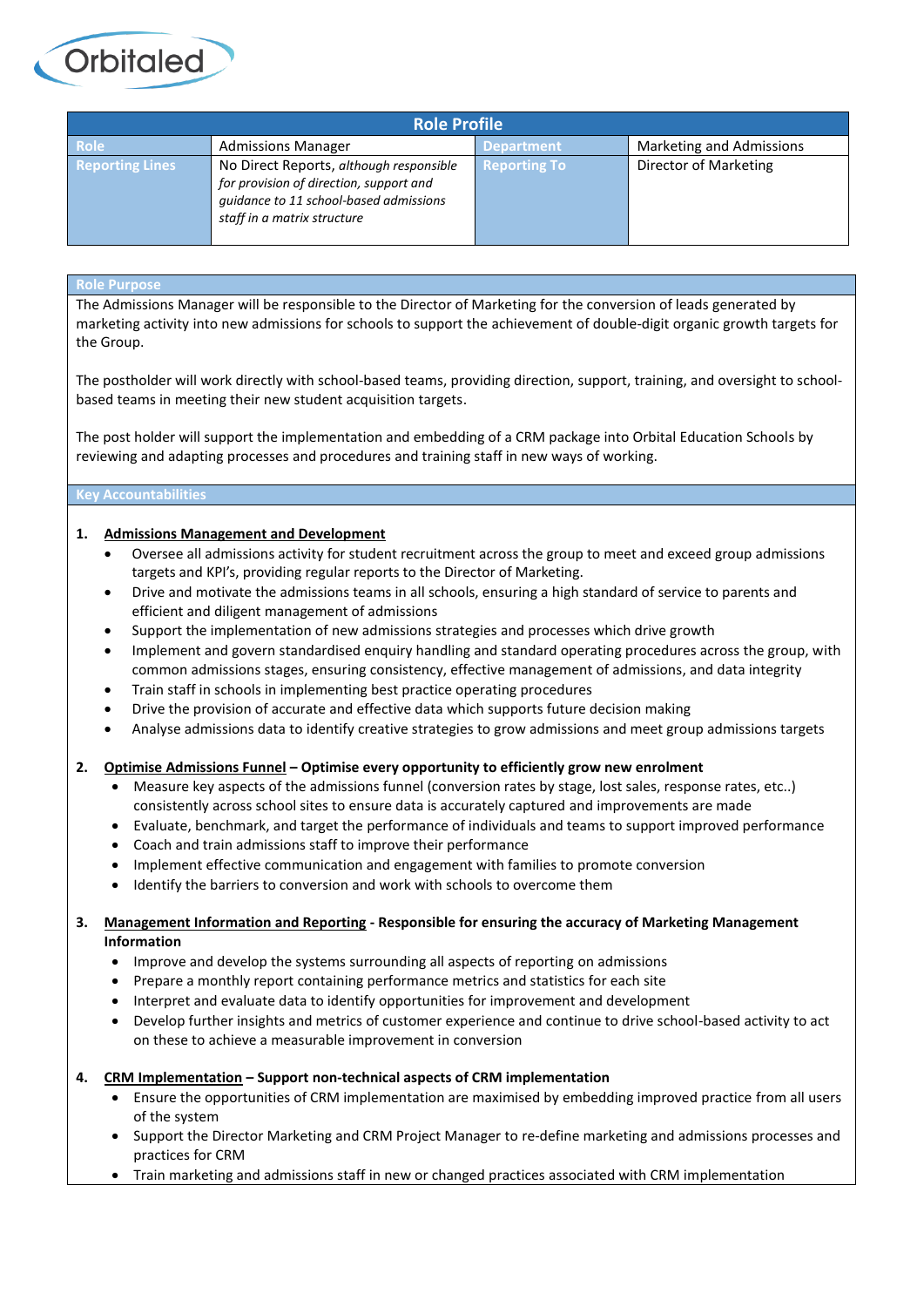Orbitaled

| Role Profile | | | |
|---|---|---|---|
| Role | Admissions Manager | Department | Marketing and Admissions |
| Reporting Lines | No Direct Reports, *although responsible for provision of direction, support and guidance to 11 school-based admissions staff in a matrix structure* | Reporting To | Director of Marketing |

## Role Purpose

The Admissions Manager will be responsible to the Director of Marketing for the conversion of leads generated by marketing activity into new admissions for schools to support the achievement of double-digit organic growth targets for the Group.

The postholder will work directly with school-based teams, providing direction, support, training, and oversight to school-based teams in meeting their new student acquisition targets.

The post holder will support the implementation and embedding of a CRM package into Orbital Education Schools by reviewing and adapting processes and procedures and training staff in new ways of working.

## Key Accountabilities

1. **Admissions Management and Development**
   - Oversee all admissions activity for student recruitment across the group to meet and exceed group admissions targets and KPI's, providing regular reports to the Director of Marketing.
   - Drive and motivate the admissions teams in all schools, ensuring a high standard of service to parents and efficient and diligent management of admissions
   - Support the implementation of new admissions strategies and processes which drive growth
   - Implement and govern standardised enquiry handling and standard operating procedures across the group, with common admissions stages, ensuring consistency, effective management of admissions, and data integrity
   - Train staff in schools in implementing best practice operating procedures
   - Drive the provision of accurate and effective data which supports future decision making
   - Analyse admissions data to identify creative strategies to grow admissions and meet group admissions targets

2. **Optimise Admissions Funnel – Optimise every opportunity to efficiently grow new enrolment**
   - Measure key aspects of the admissions funnel (conversion rates by stage, lost sales, response rates, etc..) consistently across school sites to ensure data is accurately captured and improvements are made
   - Evaluate, benchmark, and target the performance of individuals and teams to support improved performance
   - Coach and train admissions staff to improve their performance
   - Implement effective communication and engagement with families to promote conversion
   - Identify the barriers to conversion and work with schools to overcome them

3. **Management Information and Reporting - Responsible for ensuring the accuracy of Marketing Management Information**
   - Improve and develop the systems surrounding all aspects of reporting on admissions
   - Prepare a monthly report containing performance metrics and statistics for each site
   - Interpret and evaluate data to identify opportunities for improvement and development
   - Develop further insights and metrics of customer experience and continue to drive school-based activity to act on these to achieve a measurable improvement in conversion

4. **CRM Implementation – Support non-technical aspects of CRM implementation**
   - Ensure the opportunities of CRM implementation are maximised by embedding improved practice from all users of the system
   - Support the Director Marketing and CRM Project Manager to re-define marketing and admissions processes and practices for CRM
   - Train marketing and admissions staff in new or changed practices associated with CRM implementation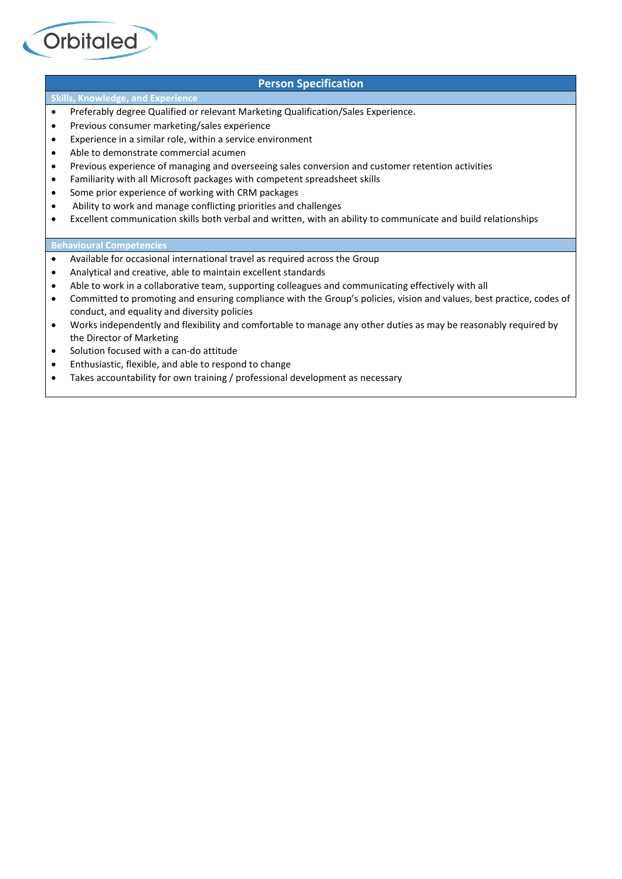## Person Specification

### Skills, Knowledge, and Experience

- Preferably degree Qualified or relevant Marketing Qualification/Sales Experience.
- Previous consumer marketing/sales experience
- Experience in a similar role, within a service environment
- Able to demonstrate commercial acumen
- Previous experience of managing and overseeing sales conversion and customer retention activities
- Familiarity with all Microsoft packages with competent spreadsheet skills
- Some prior experience of working with CRM packages
- Ability to work and manage conflicting priorities and challenges
- Excellent communication skills both verbal and written, with an ability to communicate and build relationships

### Behavioural Competencies

- Available for occasional international travel as required across the Group
- Analytical and creative, able to maintain excellent standards
- Able to work in a collaborative team, supporting colleagues and communicating effectively with all
- Committed to promoting and ensuring compliance with the Group's policies, vision and values, best practice, codes of conduct, and equality and diversity policies
- Works independently and flexibility and comfortable to manage any other duties as may be reasonably required by the Director of Marketing
- Solution focused with a can-do attitude
- Enthusiastic, flexible, and able to respond to change
- Takes accountability for own training / professional development as necessary